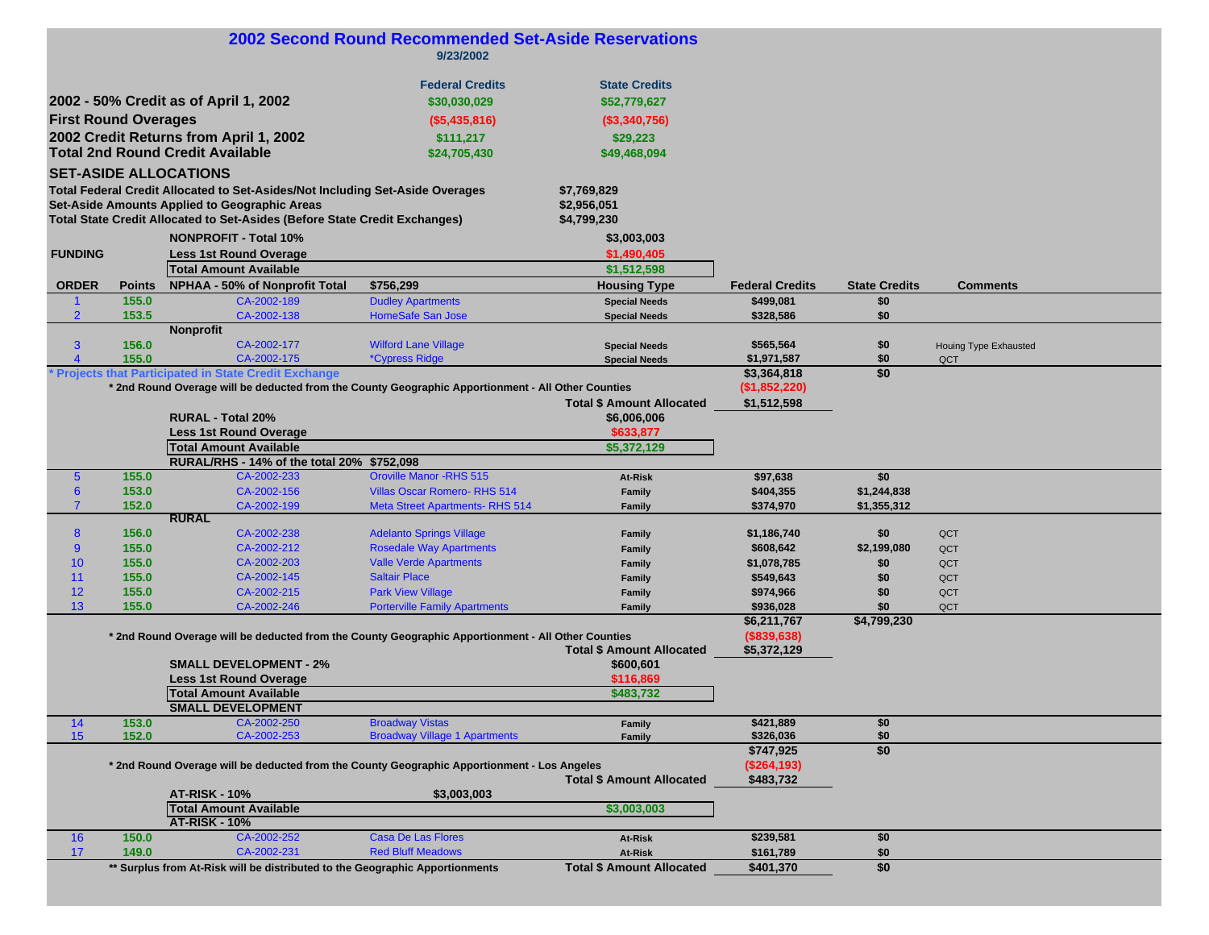# 2002 Second Round Recommended Set-Aside Reservations

9/23/2002

| | Federal Credits | State Credits |
|---|---|---|
| **2002 - 50% Credit as of April 1, 2002** | $30,030,029 | $52,779,627 |
| **First Round Overages** | ($5,435,816) | ($3,340,756) |
| **2002 Credit Returns from April 1, 2002** | $111,217 | $29,223 |
| **Total 2nd Round Credit Available** | $24,705,430 | $49,468,094 |

## SET-ASIDE ALLOCATIONS

| | |
|---|---|
| **Total Federal Credit Allocated to Set-Asides/Not Including Set-Aside Overages** | $7,769,829 |
| **Set-Aside Amounts Applied to Geographic Areas** | $2,956,051 |
| **Total State Credit Allocated to Set-Asides (Before State Credit Exchanges)** | $4,799,230 |

### NONPROFIT

| | |
|---|---|
| **NONPROFIT - Total 10%** | $3,003,003 |
| **FUNDING** — **Less 1st Round Overage** | $1,490,405 |
| **Total Amount Available** | $1,512,598 |

| ORDER | Points | NPHAA - 50% of Nonprofit Total | $756,299 | Housing Type | Federal Credits | State Credits | Comments |
|---|---|---|---|---|---|---|---|
| 1 | 155.0 | CA-2002-189 | Dudley Apartments | Special Needs | $499,081 | $0 | |
| 2 | 153.5 | CA-2002-138 | HomeSafe San Jose | Special Needs | $328,586 | $0 | |
| | | **Nonprofit** | | | | | |
| 3 | 156.0 | CA-2002-177 | Wilford Lane Village | Special Needs | $565,564 | $0 | Houing Type Exhausted |
| 4 | 155.0 | CA-2002-175 | *Cypress Ridge | Special Needs | $1,971,587 | $0 | QCT |
| | | | | | $3,364,818 | $0 | |

\* Projects that Participated in State Credit Exchange

\* 2nd Round Overage will be deducted from the County Geographic Apportionment - All Other Counties: ($1,852,220)

**Total $ Amount Allocated:** $1,512,598

### RURAL

| | |
|---|---|
| **RURAL - Total 20%** | $6,006,006 |
| **Less 1st Round Overage** | $633,877 |
| **Total Amount Available** | $5,372,129 |

| ORDER | Points | RURAL/RHS - 14% of the total 20% | $752,098 | Housing Type | Federal Credits | State Credits | Comments |
|---|---|---|---|---|---|---|---|
| 5 | 155.0 | CA-2002-233 | Oroville Manor -RHS 515 | At-Risk | $97,638 | $0 | |
| 6 | 153.0 | CA-2002-156 | Villas Oscar Romero- RHS 514 | Family | $404,355 | $1,244,838 | |
| 7 | 152.0 | CA-2002-199 | Meta Street Apartments- RHS 514 | Family | $374,970 | $1,355,312 | |
| | | **RURAL** | | | | | |
| 8 | 156.0 | CA-2002-238 | Adelanto Springs Village | Family | $1,186,740 | $0 | QCT |
| 9 | 155.0 | CA-2002-212 | Rosedale Way Apartments | Family | $608,642 | $2,199,080 | QCT |
| 10 | 155.0 | CA-2002-203 | Valle Verde Apartments | Family | $1,078,785 | $0 | QCT |
| 11 | 155.0 | CA-2002-145 | Saltair Place | Family | $549,643 | $0 | QCT |
| 12 | 155.0 | CA-2002-215 | Park View Village | Family | $974,966 | $0 | QCT |
| 13 | 155.0 | CA-2002-246 | Porterville Family Apartments | Family | $936,028 | $0 | QCT |
| | | | | | $6,211,767 | $4,799,230 | |

\* 2nd Round Overage will be deducted from the County Geographic Apportionment - All Other Counties: ($839,638)

**Total $ Amount Allocated:** $5,372,129

### SMALL DEVELOPMENT

| | |
|---|---|
| **SMALL DEVELOPMENT - 2%** | $600,601 |
| **Less 1st Round Overage** | $116,869 |
| **Total Amount Available** | $483,732 |

| ORDER | Points | SMALL DEVELOPMENT | | Housing Type | Federal Credits | State Credits | Comments |
|---|---|---|---|---|---|---|---|
| 14 | 153.0 | CA-2002-250 | Broadway Vistas | Family | $421,889 | $0 | |
| 15 | 152.0 | CA-2002-253 | Broadway Village 1 Apartments | Family | $326,036 | $0 | |
| | | | | | $747,925 | $0 | |

\* 2nd Round Overage will be deducted from the County Geographic Apportionment - Los Angeles: ($264,193)

**Total $ Amount Allocated:** $483,732

### AT-RISK

| | |
|---|---|
| **AT-RISK - 10%** | $3,003,003 |
| **Total Amount Available** | $3,003,003 |

| ORDER | Points | AT-RISK - 10% | | Housing Type | Federal Credits | State Credits | Comments |
|---|---|---|---|---|---|---|---|
| 16 | 150.0 | CA-2002-252 | Casa De Las Flores | At-Risk | $239,581 | $0 | |
| 17 | 149.0 | CA-2002-231 | Red Bluff Meadows | At-Risk | $161,789 | $0 | |

\*\* Surplus from At-Risk will be distributed to the Geographic Apportionments

**Total $ Amount Allocated:** $401,370 | $0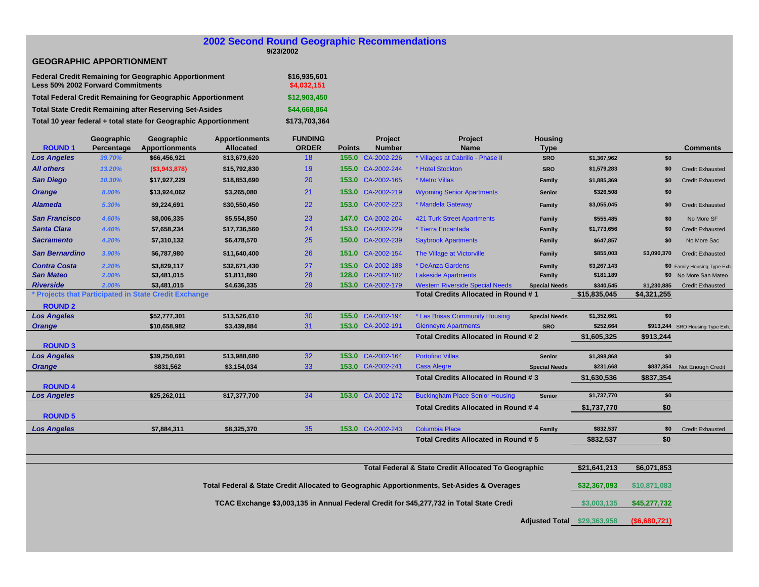# 2002 Second Round Geographic Recommendations

9/23/2002

## GEOGRAPHIC APPORTIONMENT

| | |
|---|---|
| **Federal Credit Remaining for Geographic Apportionment** | **$16,935,601** |
| **Less 50% 2002 Forward Commitments** | **$4,032,151** |
| **Total Federal Credit Remaining for Geographic Apportionment** | **$12,903,450** |
| **Total State Credit Remaining after Reserving Set-Asides** | **$44,668,864** |
| **Total 10 year federal + total state for Geographic Apportionment** | **$173,703,364** |

| ROUND 1 | Geographic Percentage | Geographic Apportionments | Apportionments Allocated | FUNDING ORDER | Points | Project Number | Project Name | Housing Type | | | Comments |
|---|---|---|---|---|---|---|---|---|---|---|---|
| *Los Angeles* | *39.70%* | $66,456,921 | $13,679,620 | 18 | 155.0 | CA-2002-226 | * Villages at Cabrillo - Phase II | SRO | $1,367,962 | $0 | |
| *All others* | *13.20%* | ($3,943,878) | $15,792,830 | 19 | 155.0 | CA-2002-244 | * Hotel Stockton | SRO | $1,579,283 | $0 | Credit Exhausted |
| *San Diego* | *10.30%* | $17,927,229 | $18,853,690 | 20 | 153.0 | CA-2002-165 | * Metro Villas | Family | $1,885,369 | $0 | Credit Exhausted |
| *Orange* | *8.00%* | $13,924,062 | $3,265,080 | 21 | 153.0 | CA-2002-219 | Wyoming Senior Apartments | Senior | $326,508 | $0 | |
| *Alameda* | *5.30%* | $9,224,691 | $30,550,450 | 22 | 153.0 | CA-2002-223 | * Mandela Gateway | Family | $3,055,045 | $0 | Credit Exhausted |
| *San Francisco* | *4.60%* | $8,006,335 | $5,554,850 | 23 | 147.0 | CA-2002-204 | 421 Turk Street Apartments | Family | $555,485 | $0 | No More SF |
| *Santa Clara* | *4.40%* | $7,658,234 | $17,736,560 | 24 | 153.0 | CA-2002-229 | * Tierra Encantada | Family | $1,773,656 | $0 | Credit Exhausted |
| *Sacramento* | *4.20%* | $7,310,132 | $6,478,570 | 25 | 150.0 | CA-2002-239 | Saybrook Apartments | Family | $647,857 | $0 | No More Sac |
| *San Bernardino* | *3.90%* | $6,787,980 | $11,640,400 | 26 | 151.0 | CA-2002-154 | The Village at Victorville | Family | $855,003 | $3,090,370 | Credit Exhausted |
| *Contra Costa* | *2.20%* | $3,829,117 | $32,671,430 | 27 | 135.0 | CA-2002-188 | * DeAnza Gardens | Family | $3,267,143 | $0 | Family Housing Type Exh. |
| *San Mateo* | *2.00%* | $3,481,015 | $1,811,890 | 28 | 128.0 | CA-2002-182 | Lakeside Apartments | Family | $181,189 | $0 | No More San Mateo |
| *Riverside* | *2.00%* | $3,481,015 | $4,636,335 | 29 | 153.0 | CA-2002-179 | Western Riverside Special Needs | Special Needs | $340,545 | $1,230,885 | Credit Exhausted |
| * Projects that Participated in State Credit Exchange | | | | | | | **Total Credits Allocated in Round # 1** | | **$15,835,045** | **$4,321,255** | |
| **ROUND 2** | | | | | | | | | | | |
| *Los Angeles* | | $52,777,301 | $13,526,610 | 30 | 155.0 | CA-2002-194 | * Las Brisas Community Housing | Special Needs | $1,352,661 | $0 | |
| *Orange* | | $10,658,982 | $3,439,884 | 31 | 153.0 | CA-2002-191 | Glenneyre Apartments | SRO | $252,664 | $913,244 | SRO Housing Type Exh. |
| | | | | | | | **Total Credits Allocated in Round # 2** | | **$1,605,325** | **$913,244** | |
| **ROUND 3** | | | | | | | | | | | |
| *Los Angeles* | | $39,250,691 | $13,988,680 | 32 | 153.0 | CA-2002-164 | Portofino Villas | Senior | $1,398,868 | $0 | |
| *Orange* | | $831,562 | $3,154,034 | 33 | 153.0 | CA-2002-241 | Casa Alegre | Special Needs | $231,668 | $837,354 | Not Enough Credit |
| | | | | | | | **Total Credits Allocated in Round # 3** | | **$1,630,536** | **$837,354** | |
| **ROUND 4** | | | | | | | | | | | |
| *Los Angeles* | | $25,262,011 | $17,377,700 | 34 | 153.0 | CA-2002-172 | Buckingham Place Senior Housing | Senior | $1,737,770 | $0 | |
| | | | | | | | **Total Credits Allocated in Round # 4** | | **$1,737,770** | **$0** | |
| **ROUND 5** | | | | | | | | | | | |
| *Los Angeles* | | $7,884,311 | $8,325,370 | 35 | 153.0 | CA-2002-243 | Columbia Place | Family | $832,537 | $0 | Credit Exhausted |
| | | | | | | | **Total Credits Allocated in Round # 5** | | **$832,537** | **$0** | |

| | | |
|---|---|---|
| **Total Federal & State Credit Allocated To Geographic** | **$21,641,213** | **$6,071,853** |
| **Total Federal & State Credit Allocated to Geographic Apportionments, Set-Asides & Overages** | **$32,367,093** | **$10,871,083** |
| **TCAC Exchange $3,003,135 in Annual Federal Credit for $45,277,732 in Total State Credi** | **$3,003,135** | **$45,277,732** |
| **Adjusted Total** | **$29,363,958** | **($6,680,721)** |